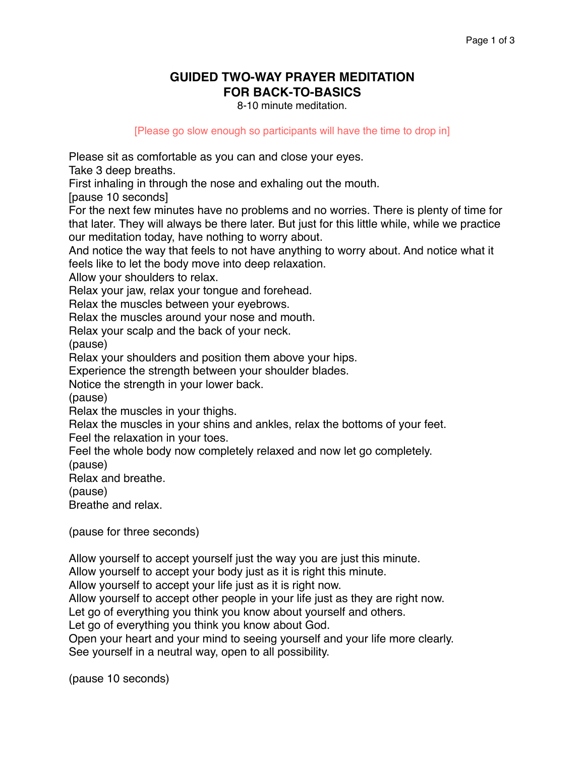# GUIDED TWO-WAY PRAYER MEDITATION
# FOR BACK-TO-BASICS

8-10 minute meditation.

[Please go slow enough so participants will have the time to drop in]

Please sit as comfortable as you can and close your eyes.
Take 3 deep breaths.
First inhaling in through the nose and exhaling out the mouth.
[pause 10 seconds]
For the next few minutes have no problems and no worries. There is plenty of time for that later. They will always be there later. But just for this little while, while we practice our meditation today, have nothing to worry about.
And notice the way that feels to not have anything to worry about. And notice what it feels like to let the body move into deep relaxation.
Allow your shoulders to relax.
Relax your jaw, relax your tongue and forehead.
Relax the muscles between your eyebrows.
Relax the muscles around your nose and mouth.
Relax your scalp and the back of your neck.
(pause)
Relax your shoulders and position them above your hips.
Experience the strength between your shoulder blades.
Notice the strength in your lower back.
(pause)
Relax the muscles in your thighs.
Relax the muscles in your shins and ankles, relax the bottoms of your feet.
Feel the relaxation in your toes.
Feel the whole body now completely relaxed and now let go completely.
(pause)
Relax and breathe.
(pause)
Breathe and relax.

(pause for three seconds)

Allow yourself to accept yourself just the way you are just this minute.
Allow yourself to accept your body just as it is right this minute.
Allow yourself to accept your life just as it is right now.
Allow yourself to accept other people in your life just as they are right now.
Let go of everything you think you know about yourself and others.
Let go of everything you think you know about God.
Open your heart and your mind to seeing yourself and your life more clearly.
See yourself in a neutral way, open to all possibility.

(pause 10 seconds)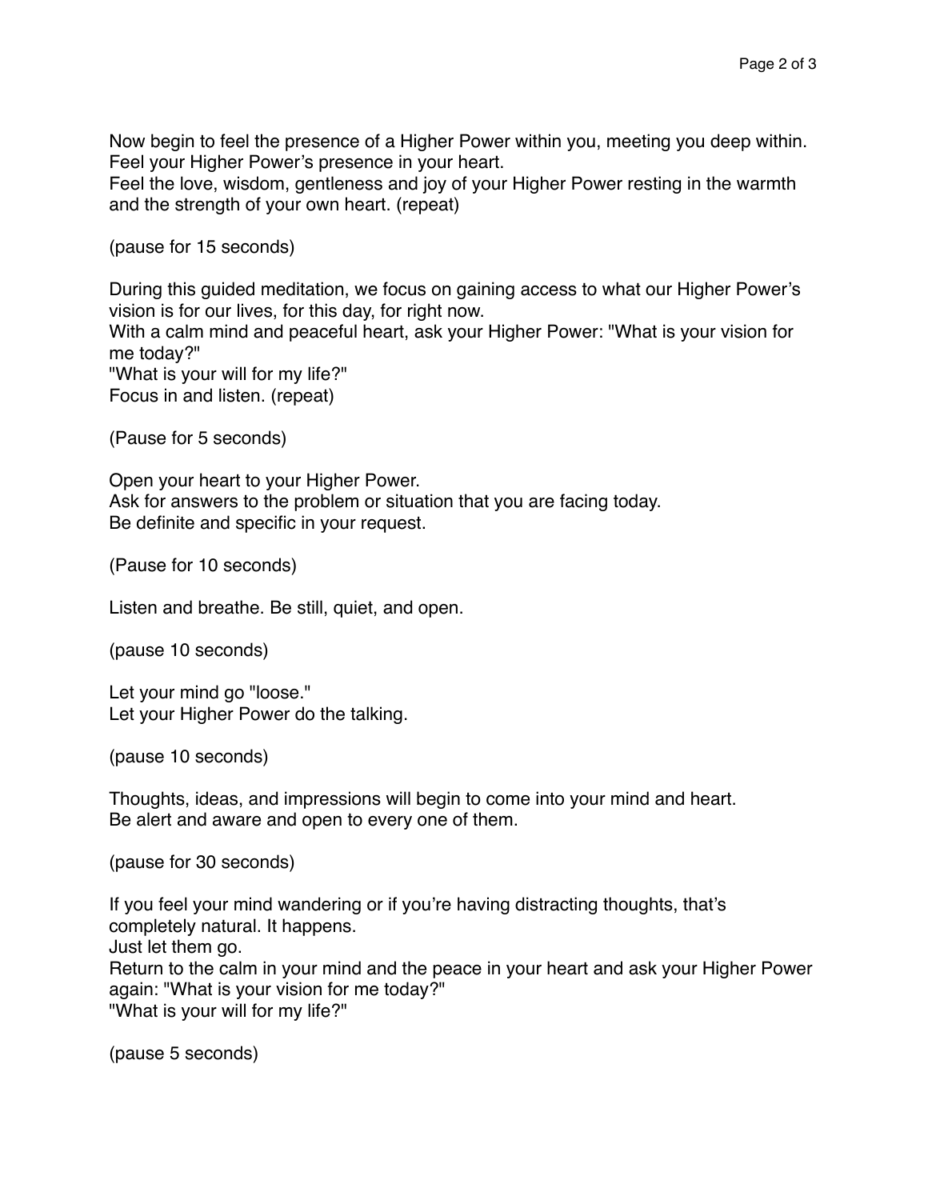Now begin to feel the presence of a Higher Power within you, meeting you deep within.
Feel your Higher Power's presence in your heart.
Feel the love, wisdom, gentleness and joy of your Higher Power resting in the warmth and the strength of your own heart. (repeat)

(pause for 15 seconds)

During this guided meditation, we focus on gaining access to what our Higher Power's vision is for our lives, for this day, for right now.
With a calm mind and peaceful heart, ask your Higher Power: "What is your vision for me today?"
"What is your will for my life?"
Focus in and listen. (repeat)

(Pause for 5 seconds)

Open your heart to your Higher Power.
Ask for answers to the problem or situation that you are facing today.
Be definite and specific in your request.

(Pause for 10 seconds)

Listen and breathe. Be still, quiet, and open.

(pause 10 seconds)

Let your mind go "loose."
Let your Higher Power do the talking.

(pause 10 seconds)

Thoughts, ideas, and impressions will begin to come into your mind and heart.
Be alert and aware and open to every one of them.

(pause for 30 seconds)

If you feel your mind wandering or if you're having distracting thoughts, that's completely natural. It happens.
Just let them go.
Return to the calm in your mind and the peace in your heart and ask your Higher Power again: "What is your vision for me today?"
"What is your will for my life?"

(pause 5 seconds)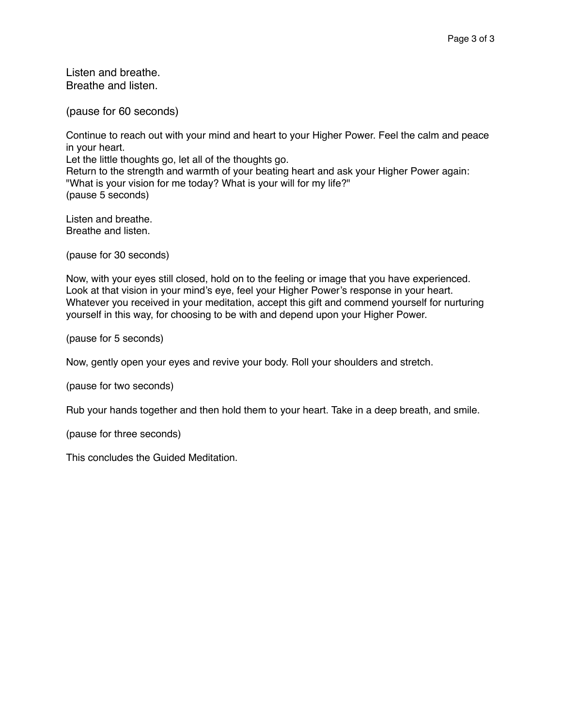Listen and breathe.
Breathe and listen.

(pause for 60 seconds)

Continue to reach out with your mind and heart to your Higher Power. Feel the calm and peace in your heart.
Let the little thoughts go, let all of the thoughts go.
Return to the strength and warmth of your beating heart and ask your Higher Power again:
"What is your vision for me today? What is your will for my life?"
(pause 5 seconds)

Listen and breathe.
Breathe and listen.

(pause for 30 seconds)

Now, with your eyes still closed, hold on to the feeling or image that you have experienced. Look at that vision in your mind's eye, feel your Higher Power's response in your heart. Whatever you received in your meditation, accept this gift and commend yourself for nurturing yourself in this way, for choosing to be with and depend upon your Higher Power.

(pause for 5 seconds)

Now, gently open your eyes and revive your body. Roll your shoulders and stretch.

(pause for two seconds)

Rub your hands together and then hold them to your heart. Take in a deep breath, and smile.

(pause for three seconds)

This concludes the Guided Meditation.